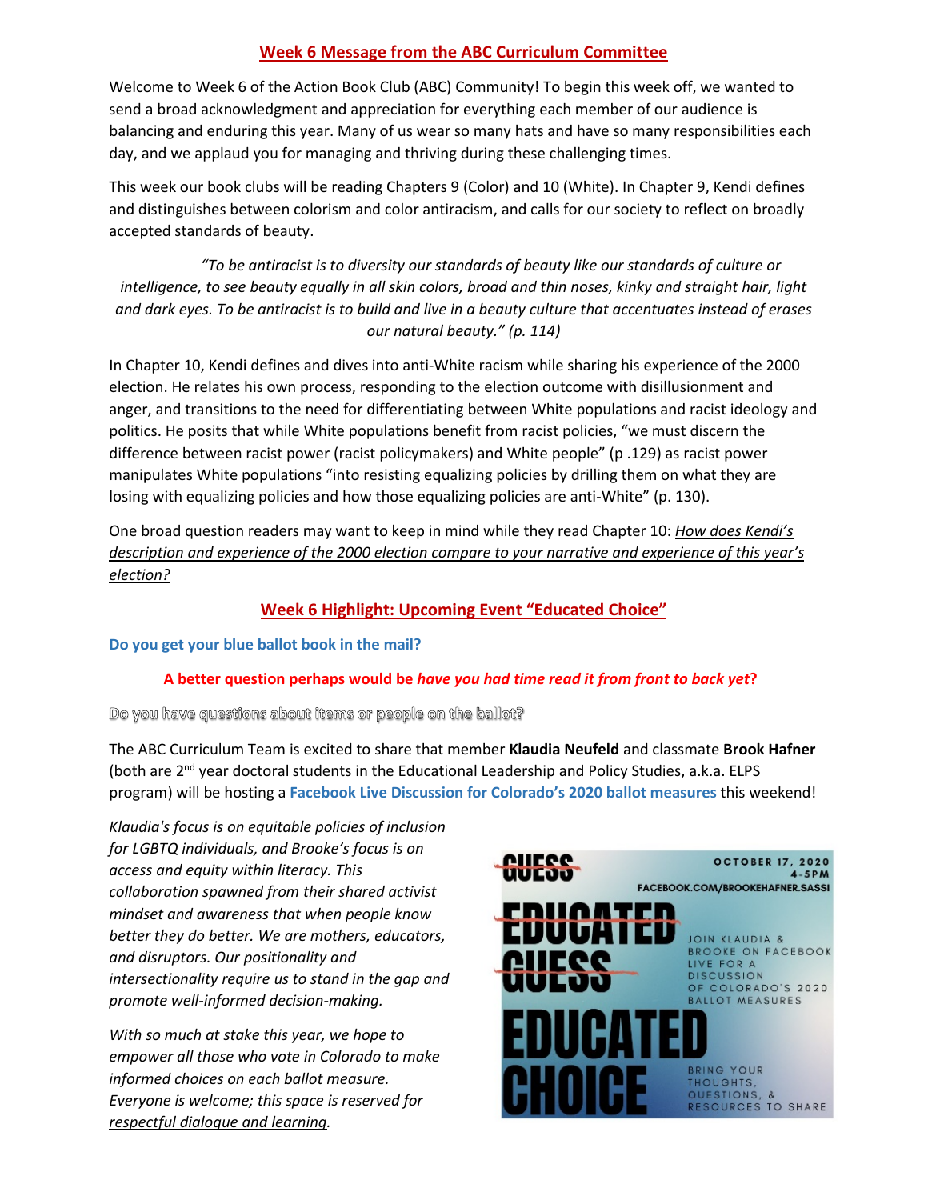## Week 6 Message from the ABC Curriculum Committee

Welcome to Week 6 of the Action Book Club (ABC) Community! To begin this week off, we wanted to send a broad acknowledgment and appreciation for everything each member of our audience is balancing and enduring this year. Many of us wear so many hats and have so many responsibilities each day, and we applaud you for managing and thriving during these challenging times.

This week our book clubs will be reading Chapters 9 (Color) and 10 (White). In Chapter 9, Kendi defines and distinguishes between colorism and color antiracism, and calls for our society to reflect on broadly accepted standards of beauty.

> *"To be antiracist is to diversity our standards of beauty like our standards of culture or intelligence, to see beauty equally in all skin colors, broad and thin noses, kinky and straight hair, light and dark eyes. To be antiracist is to build and live in a beauty culture that accentuates instead of erases our natural beauty." (p. 114)*

In Chapter 10, Kendi defines and dives into anti-White racism while sharing his experience of the 2000 election. He relates his own process, responding to the election outcome with disillusionment and anger, and transitions to the need for differentiating between White populations and racist ideology and politics. He posits that while White populations benefit from racist policies, "we must discern the difference between racist power (racist policymakers) and White people" (p .129) as racist power manipulates White populations "into resisting equalizing policies by drilling them on what they are losing with equalizing policies and how those equalizing policies are anti-White" (p. 130).

One broad question readers may want to keep in mind while they read Chapter 10: *How does Kendi's description and experience of the 2000 election compare to your narrative and experience of this year's election?*

## Week 6 Highlight: Upcoming Event "Educated Choice"

**Do you get your blue ballot book in the mail?**

**A better question perhaps would be *have you had time read it from front to back yet*?**

Do you have questions about items or people on the ballot?

The ABC Curriculum Team is excited to share that member **Klaudia Neufeld** and classmate **Brook Hafner** (both are 2nd year doctoral students in the Educational Leadership and Policy Studies, a.k.a. ELPS program) will be hosting a **Facebook Live Discussion for Colorado's 2020 ballot measures** this weekend!

*Klaudia's focus is on equitable policies of inclusion for LGBTQ individuals, and Brooke's focus is on access and equity within literacy. This collaboration spawned from their shared activist mindset and awareness that when people know better they do better. We are mothers, educators, and disruptors. Our positionality and intersectionality require us to stand in the gap and promote well-informed decision-making.*

*With so much at stake this year, we hope to empower all those who vote in Colorado to make informed choices on each ballot measure. Everyone is welcome; this space is reserved for respectful dialogue and learning.*

~~GUESS~~ ~~EDUCATED GUESS~~ EDUCATED CHOICE

OCTOBER 17, 2020
4-5PM
FACEBOOK.COM/BROOKEHAFNER.SASSI

JOIN KLAUDIA & BROOKE ON FACEBOOK LIVE FOR A DISCUSSION OF COLORADO'S 2020 BALLOT MEASURES

BRING YOUR THOUGHTS, QUESTIONS, & RESOURCES TO SHARE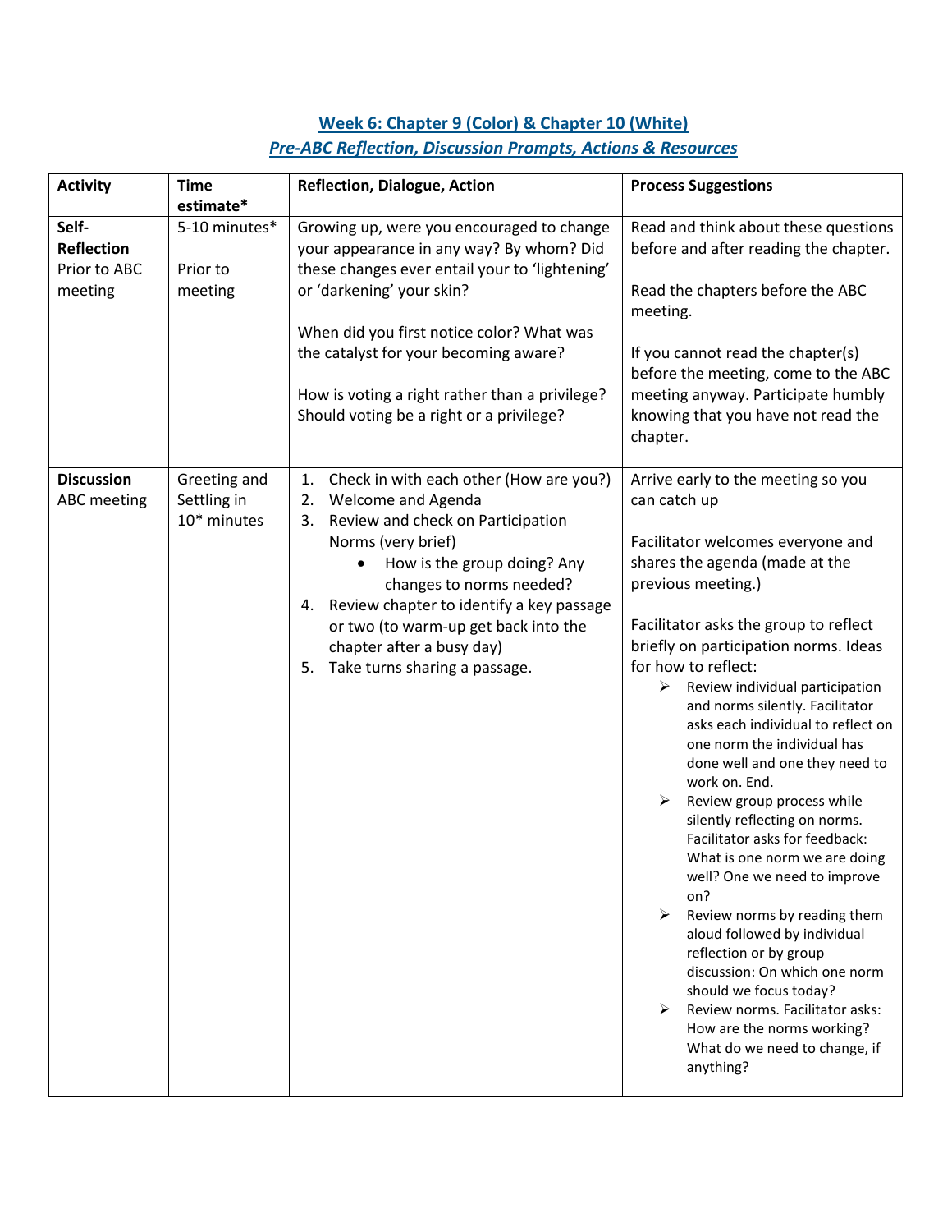## Week 6: Chapter 9 (Color) & Chapter 10 (White)

### *Pre-ABC Reflection, Discussion Prompts, Actions & Resources*

| Activity | Time estimate* | Reflection, Dialogue, Action | Process Suggestions |
|---|---|---|---|
| **Self-Reflection** Prior to ABC meeting | 5-10 minutes*<br><br>Prior to meeting | Growing up, were you encouraged to change your appearance in any way? By whom? Did these changes ever entail your to 'lightening' or 'darkening' your skin?<br><br>When did you first notice color? What was the catalyst for your becoming aware?<br><br>How is voting a right rather than a privilege? Should voting be a right or a privilege? | Read and think about these questions before and after reading the chapter.<br><br>Read the chapters before the ABC meeting.<br><br>If you cannot read the chapter(s) before the meeting, come to the ABC meeting anyway. Participate humbly knowing that you have not read the chapter. |
| **Discussion** ABC meeting | Greeting and Settling in 10* minutes | 1. Check in with each other (How are you?)<br>2. Welcome and Agenda<br>3. Review and check on Participation Norms (very brief)<br>• How is the group doing? Any changes to norms needed?<br>4. Review chapter to identify a key passage or two (to warm-up get back into the chapter after a busy day)<br>5. Take turns sharing a passage. | Arrive early to the meeting so you can catch up<br><br>Facilitator welcomes everyone and shares the agenda (made at the previous meeting.)<br><br>Facilitator asks the group to reflect briefly on participation norms. Ideas for how to reflect:<br>➢ Review individual participation and norms silently. Facilitator asks each individual to reflect on one norm the individual has done well and one they need to work on. End.<br>➢ Review group process while silently reflecting on norms. Facilitator asks for feedback: What is one norm we are doing well? One we need to improve on?<br>➢ Review norms by reading them aloud followed by individual reflection or by group discussion: On which one norm should we focus today?<br>➢ Review norms. Facilitator asks: How are the norms working? What do we need to change, if anything? |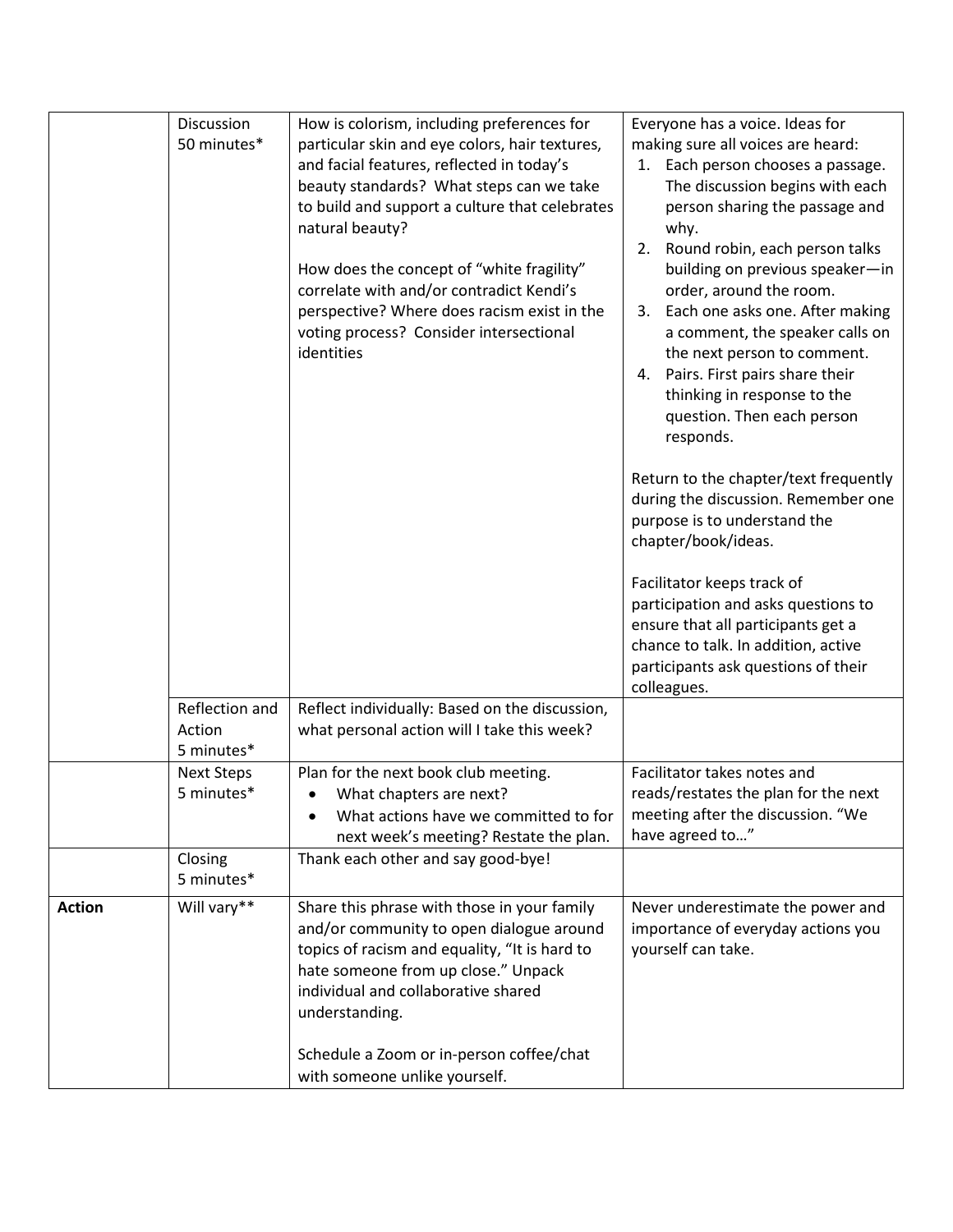| | | | |
|---|---|---|---|
| | Discussion 50 minutes* | How is colorism, including preferences for particular skin and eye colors, hair textures, and facial features, reflected in today's beauty standards? What steps can we take to build and support a culture that celebrates natural beauty?<br><br>How does the concept of "white fragility" correlate with and/or contradict Kendi's perspective? Where does racism exist in the voting process? Consider intersectional identities | Everyone has a voice. Ideas for making sure all voices are heard:<br>1. Each person chooses a passage. The discussion begins with each person sharing the passage and why.<br>2. Round robin, each person talks building on previous speaker—in order, around the room.<br>3. Each one asks one. After making a comment, the speaker calls on the next person to comment.<br>4. Pairs. First pairs share their thinking in response to the question. Then each person responds.<br><br>Return to the chapter/text frequently during the discussion. Remember one purpose is to understand the chapter/book/ideas.<br><br>Facilitator keeps track of participation and asks questions to ensure that all participants get a chance to talk. In addition, active participants ask questions of their colleagues. |
| | Reflection and Action 5 minutes* | Reflect individually: Based on the discussion, what personal action will I take this week? | |
| | Next Steps 5 minutes* | Plan for the next book club meeting.<br>• What chapters are next?<br>• What actions have we committed to for next week's meeting? Restate the plan. | Facilitator takes notes and reads/restates the plan for the next meeting after the discussion. "We have agreed to…" |
| | Closing 5 minutes* | Thank each other and say good-bye! | |
| **Action** | Will vary** | Share this phrase with those in your family and/or community to open dialogue around topics of racism and equality, "It is hard to hate someone from up close." Unpack individual and collaborative shared understanding.<br><br>Schedule a Zoom or in-person coffee/chat with someone unlike yourself. | Never underestimate the power and importance of everyday actions you yourself can take. |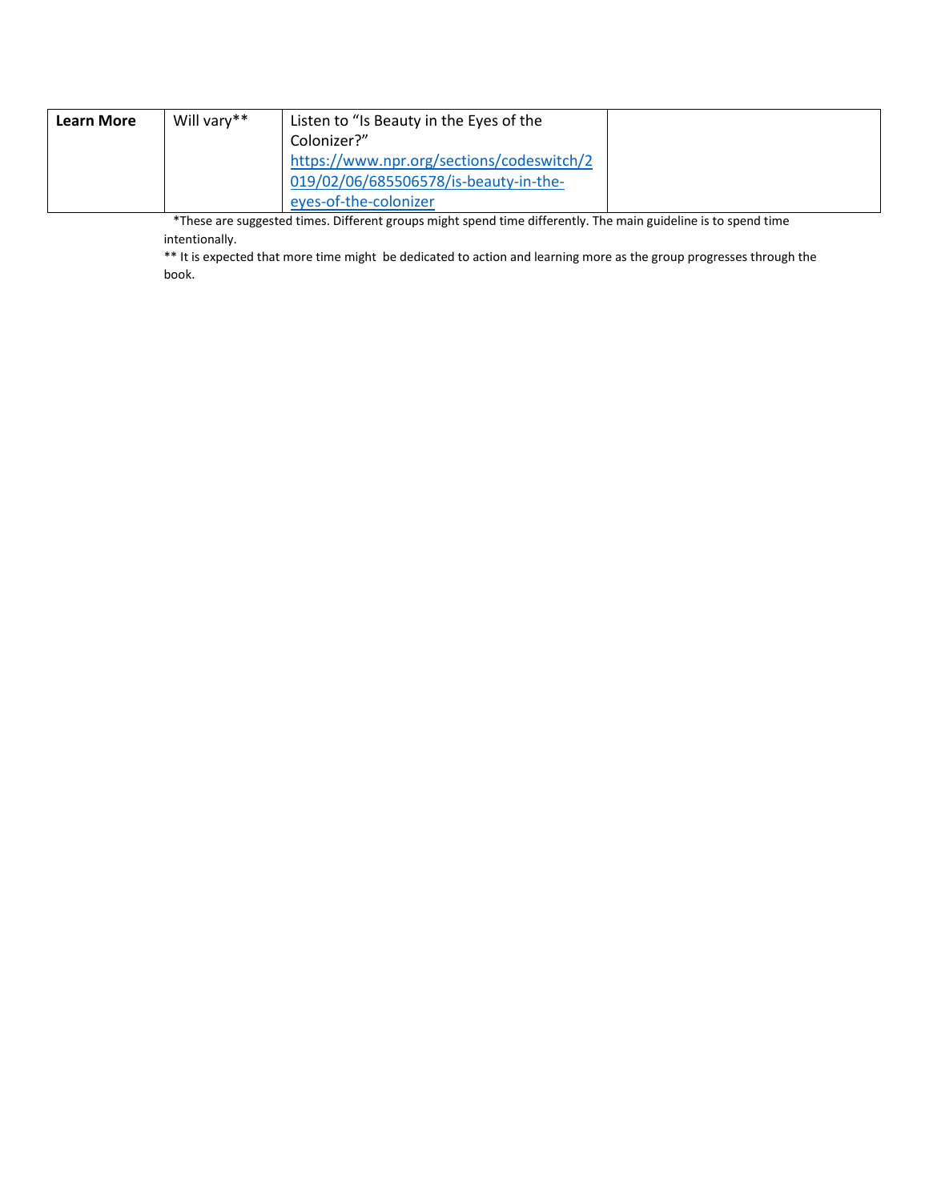| | | | |
|---|---|---|---|
| **Learn More** | Will vary** | Listen to "Is Beauty in the Eyes of the Colonizer?" https://www.npr.org/sections/codeswitch/2019/02/06/685506578/is-beauty-in-the-eyes-of-the-colonizer | |

*These are suggested times. Different groups might spend time differently. The main guideline is to spend time intentionally.

** It is expected that more time might be dedicated to action and learning more as the group progresses through the book.